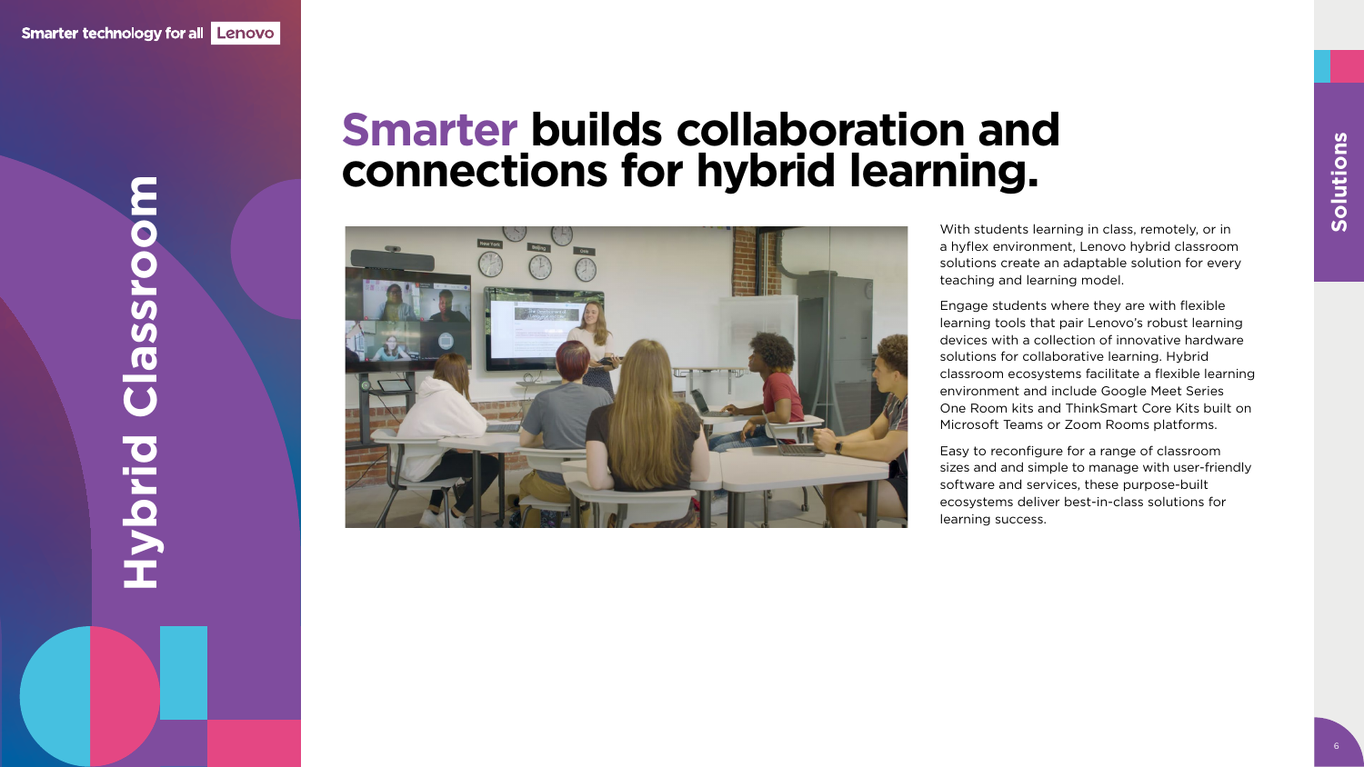# Hybrid Classroom

## Smarter builds collaboration and connections for hybrid learning.

With students learning in class, remotely, or in a hyflex environment, Lenovo hybrid classroom solutions create an adaptable solution for every teaching and learning model.

Engage students where they are with flexible learning tools that pair Lenovo's robust learning devices with a collection of innovative hardware solutions for collaborative learning. Hybrid classroom ecosystems facilitate a flexible learning environment and include Google Meet Series One Room kits and ThinkSmart Core Kits built on Microsoft Teams or Zoom Rooms platforms.

Easy to reconfigure for a range of classroom sizes and and simple to manage with user-friendly software and services, these purpose-built ecosystems deliver best-in-class solutions for learning success.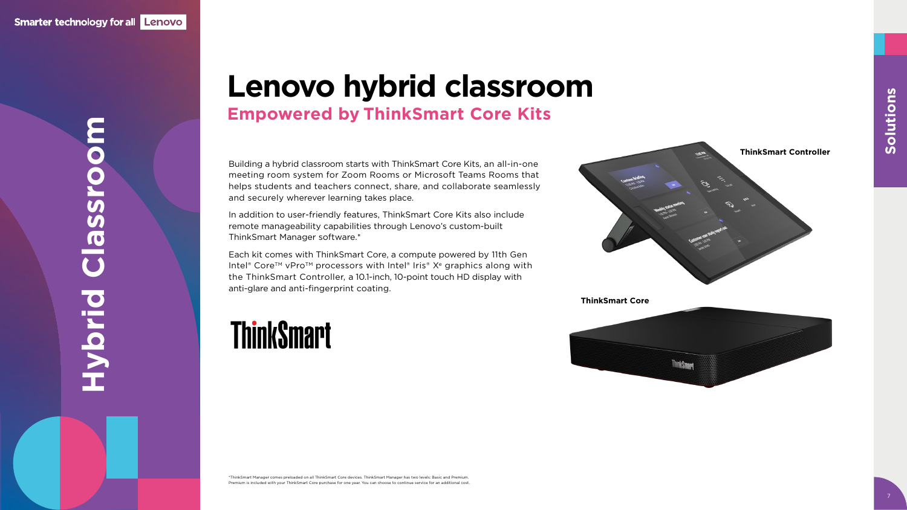# Lenovo hybrid classroom

## Empowered by ThinkSmart Core Kits

Building a hybrid classroom starts with ThinkSmart Core Kits, an all-in-one meeting room system for Zoom Rooms or Microsoft Teams Rooms that helps students and teachers connect, share, and collaborate seamlessly and securely wherever learning takes place.

In addition to user-friendly features, ThinkSmart Core Kits also include remote manageability capabilities through Lenovo's custom-built ThinkSmart Manager software.*

Each kit comes with ThinkSmart Core, a compute powered by 11th Gen Intel® Core™ vPro™ processors with Intel® Iris® $X^e$ graphics along with the ThinkSmart Controller, a 10.1-inch, 10-point touch HD display with anti-glare and anti-fingerprint coating.

ThinkSmart

**ThinkSmart Controller**

**ThinkSmart Core**

*ThinkSmart Manager comes preloaded on all ThinkSmart Core devices. ThinkSmart Manager has two levels: Basic and Premium. Premium is included with your ThinkSmart Core purchase for one year. You can choose to continue service for an additional cost.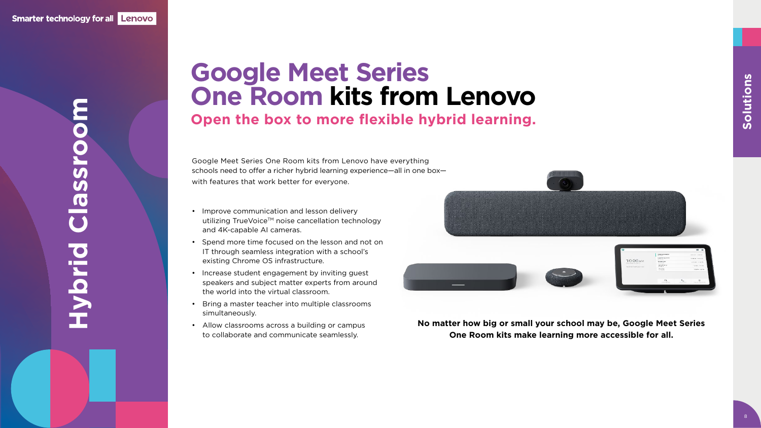Hybrid Classroom

# Google Meet Series One Room kits from Lenovo

## Open the box to more flexible hybrid learning.

Google Meet Series One Room kits from Lenovo have everything schools need to offer a richer hybrid learning experience—all in one box—with features that work better for everyone.

- Improve communication and lesson delivery utilizing TrueVoice™ noise cancellation technology and 4K-capable AI cameras.
- Spend more time focused on the lesson and not on IT through seamless integration with a school's existing Chrome OS infrastructure.
- Increase student engagement by inviting guest speakers and subject matter experts from around the world into the virtual classroom.
- Bring a master teacher into multiple classrooms simultaneously.
- Allow classrooms across a building or campus to collaborate and communicate seamlessly.

**No matter how big or small your school may be, Google Meet Series One Room kits make learning more accessible for all.**